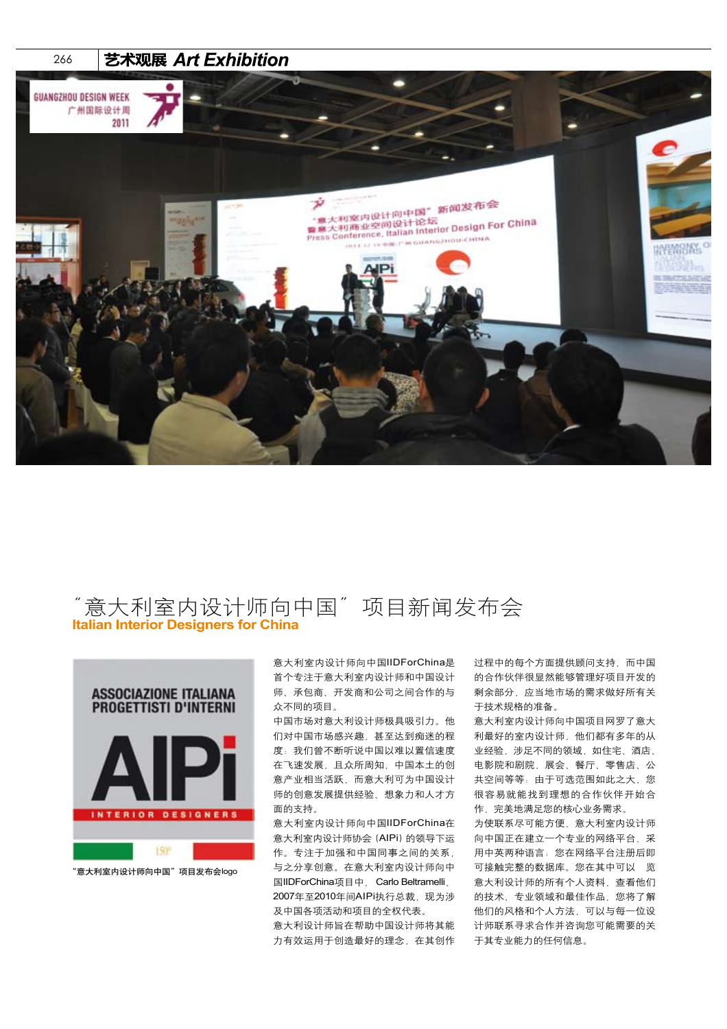# “意大利室内设计师向中国”项目新闻发布会

## Italian Interior Designers for China

“意大利室内设计师向中国”项目发布会logo

意大利室内设计师向中国IIDForChina是首个专注于意大利室内设计师和中国设计师、承包商、开发商和公司之间合作的与众不同的项目。

中国市场对意大利设计师极具吸引力。他们对中国市场感兴趣，甚至达到痴迷的程度：我们曾不断听说中国以难以置信速度在飞速发展，且众所周知，中国本土的创意产业相当活跃，而意大利可为中国设计师的创意发展提供经验、想象力和人才方面的支持。

意大利室内设计师向中国IIDForChina在意大利室内设计师协会（AIPi）的领导下运作。专注于加强和中国同事之间的关系，与之分享创意。在意大利室内设计师向中国IIDForChina项目中， Carlo Beltramelli，2007年至2010年间AIPi执行总裁，现为涉及中国各项活动和项目的全权代表。

意大利设计师旨在帮助中国设计师将其能力有效运用于创造最好的理念，在其创作过程中的每个方面提供顾问支持，而中国的合作伙伴很显然能够管理好项目开发的剩余部分，应当地市场的需求做好所有关于技术规格的准备。

意大利室内设计师向中国项目网罗了意大利最好的室内设计师，他们都有多年的从业经验，涉足不同的领域，如住宅、酒店、电影院和剧院，展会、餐厅、零售店、公共空间等等：由于可选范围如此之大，您很容易就能找到理想的合作伙伴开始合作，完美地满足您的核心业务需求。

为使联系尽可能方便，意大利室内设计师向中国正在建立一个专业的网络平台，采用中英两种语言：您在网络平台注册后即可接触完整的数据库。您在其中可以 览意大利设计师的所有个人资料，查看他们的技术、专业领域和最佳作品，您将了解他们的风格和个人方法，可以与每一位设计师联系寻求合作并咨询您可能需要的关于其专业能力的任何信息。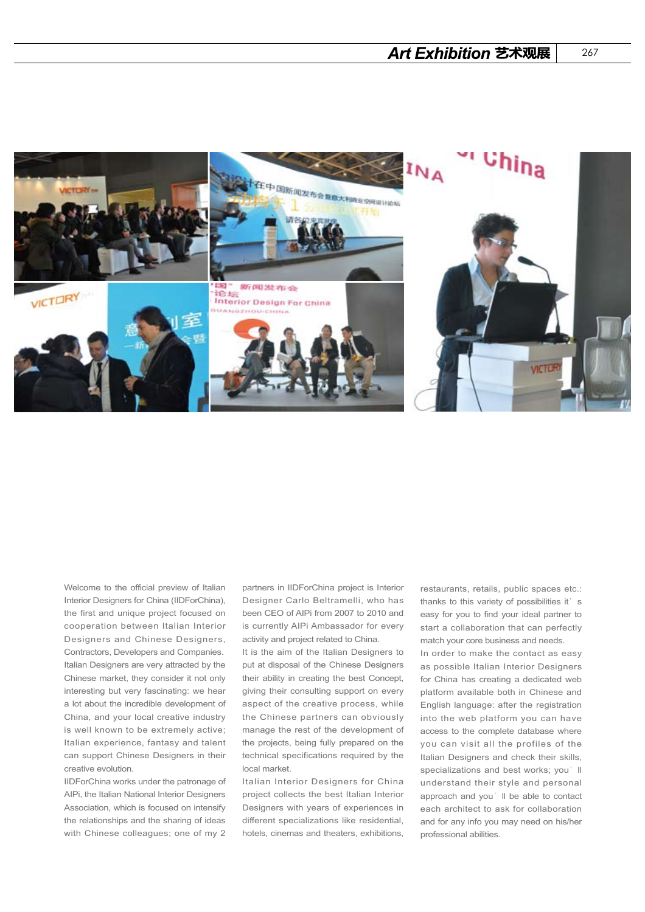Welcome to the official preview of Italian Interior Designers for China (IIDForChina), the first and unique project focused on cooperation between Italian Interior Designers and Chinese Designers, Contractors, Developers and Companies. Italian Designers are very attracted by the Chinese market, they consider it not only interesting but very fascinating: we hear a lot about the incredible development of China, and your local creative industry is well known to be extremely active; Italian experience, fantasy and talent can support Chinese Designers in their creative evolution.

IIDForChina works under the patronage of AIPi, the Italian National Interior Designers Association, which is focused on intensify the relationships and the sharing of ideas with Chinese colleagues; one of my 2 partners in IIDForChina project is Interior Designer Carlo Beltramelli, who has been CEO of AIPi from 2007 to 2010 and is currently AIPi Ambassador for every activity and project related to China.

It is the aim of the Italian Designers to put at disposal of the Chinese Designers their ability in creating the best Concept, giving their consulting support on every aspect of the creative process, while the Chinese partners can obviously manage the rest of the development of the projects, being fully prepared on the technical specifications required by the local market.

Italian Interior Designers for China project collects the best Italian Interior Designers with years of experiences in different specializations like residential, hotels, cinemas and theaters, exhibitions, restaurants, retails, public spaces etc.: thanks to this variety of possibilities it' s easy for you to find your ideal partner to start a collaboration that can perfectly match your core business and needs.

In order to make the contact as easy as possible Italian Interior Designers for China has creating a dedicated web platform available both in Chinese and English language: after the registration into the web platform you can have access to the complete database where you can visit all the profiles of the Italian Designers and check their skills, specializations and best works; you' ll understand their style and personal approach and you' ll be able to contact each architect to ask for collaboration and for any info you may need on his/her professional abilities.